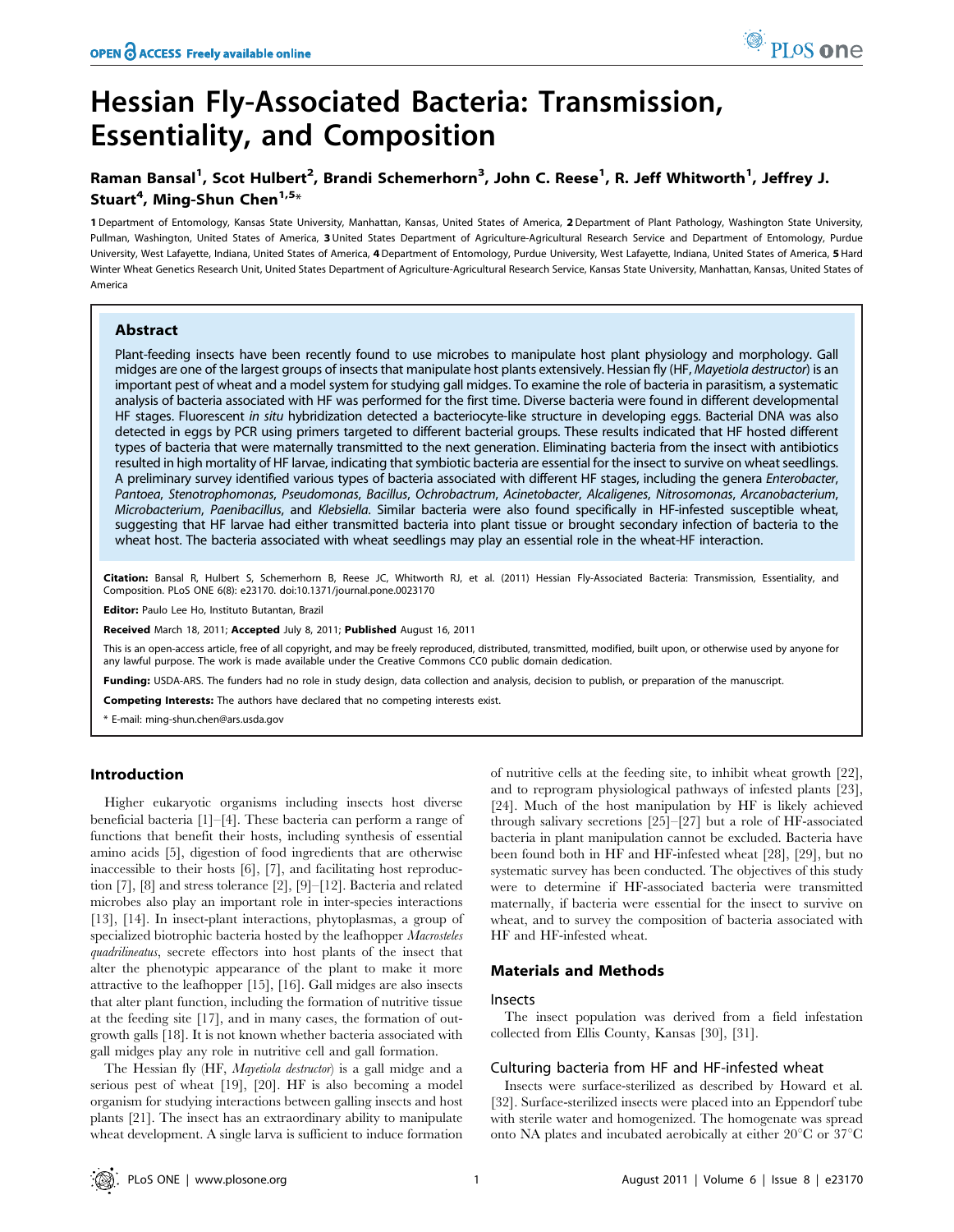# Hessian Fly-Associated Bacteria: Transmission, Essentiality, and Composition

Raman Bansal[1], Scot Hulbert[2], Brandi Schemerhorn[3], John C. Reese[1], R. Jeff Whitworth[1], Jeffrey J. Stuart[4], Ming-Shun Chen[1,5]*

1 Department of Entomology, Kansas State University, Manhattan, Kansas, United States of America, 2 Department of Plant Pathology, Washington State University, Pullman, Washington, United States of America, 3 United States Department of Agriculture-Agricultural Research Service and Department of Entomology, Purdue University, West Lafayette, Indiana, United States of America, 4 Department of Entomology, Purdue University, West Lafayette, Indiana, United States of America, 5 Hard Winter Wheat Genetics Research Unit, United States Department of Agriculture-Agricultural Research Service, Kansas State University, Manhattan, Kansas, United States of America

## Abstract

Plant-feeding insects have been recently found to use microbes to manipulate host plant physiology and morphology. Gall midges are one of the largest groups of insects that manipulate host plants extensively. Hessian fly (HF, *Mayetiola destructor*) is an important pest of wheat and a model system for studying gall midges. To examine the role of bacteria in parasitism, a systematic analysis of bacteria associated with HF was performed for the first time. Diverse bacteria were found in different developmental HF stages. Fluorescent *in situ* hybridization detected a bacteriocyte-like structure in developing eggs. Bacterial DNA was also detected in eggs by PCR using primers targeted to different bacterial groups. These results indicated that HF hosted different types of bacteria that were maternally transmitted to the next generation. Eliminating bacteria from the insect with antibiotics resulted in high mortality of HF larvae, indicating that symbiotic bacteria are essential for the insect to survive on wheat seedlings. A preliminary survey identified various types of bacteria associated with different HF stages, including the genera *Enterobacter*, *Pantoea*, *Stenotrophomonas*, *Pseudomonas*, *Bacillus*, *Ochrobactrum*, *Acinetobacter*, *Alcaligenes*, *Nitrosomonas*, *Arcanobacterium*, *Microbacterium*, *Paenibacillus*, and *Klebsiella*. Similar bacteria were also found specifically in HF-infested susceptible wheat, suggesting that HF larvae had either transmitted bacteria into plant tissue or brought secondary infection of bacteria to the wheat host. The bacteria associated with wheat seedlings may play an essential role in the wheat-HF interaction.

**Citation:** Bansal R, Hulbert S, Schemerhorn B, Reese JC, Whitworth RJ, et al. (2011) Hessian Fly-Associated Bacteria: Transmission, Essentiality, and Composition. PLoS ONE 6(8): e23170. doi:10.1371/journal.pone.0023170

**Editor:** Paulo Lee Ho, Instituto Butantan, Brazil

**Received** March 18, 2011; **Accepted** July 8, 2011; **Published** August 16, 2011

This is an open-access article, free of all copyright, and may be freely reproduced, distributed, transmitted, modified, built upon, or otherwise used by anyone for any lawful purpose. The work is made available under the Creative Commons CC0 public domain dedication.

**Funding:** USDA-ARS. The funders had no role in study design, data collection and analysis, decision to publish, or preparation of the manuscript.

**Competing Interests:** The authors have declared that no competing interests exist.

\* E-mail: ming-shun.chen@ars.usda.gov

## Introduction

Higher eukaryotic organisms including insects host diverse beneficial bacteria [1]–[4]. These bacteria can perform a range of functions that benefit their hosts, including synthesis of essential amino acids [5], digestion of food ingredients that are otherwise inaccessible to their hosts [6], [7], and facilitating host reproduction [7], [8] and stress tolerance [2], [9]–[12]. Bacteria and related microbes also play an important role in inter-species interactions [13], [14]. In insect-plant interactions, phytoplasmas, a group of specialized biotrophic bacteria hosted by the leafhopper *Macrosteles quadrilineatus*, secrete effectors into host plants of the insect that alter the phenotypic appearance of the plant to make it more attractive to the leafhopper [15], [16]. Gall midges are also insects that alter plant function, including the formation of nutritive tissue at the feeding site [17], and in many cases, the formation of outgrowth galls [18]. It is not known whether bacteria associated with gall midges play any role in nutritive cell and gall formation.

The Hessian fly (HF, *Mayetiola destructor*) is a gall midge and a serious pest of wheat [19], [20]. HF is also becoming a model organism for studying interactions between galling insects and host plants [21]. The insect has an extraordinary ability to manipulate wheat development. A single larva is sufficient to induce formation of nutritive cells at the feeding site, to inhibit wheat growth [22], and to reprogram physiological pathways of infested plants [23], [24]. Much of the host manipulation by HF is likely achieved through salivary secretions [25]–[27] but a role of HF-associated bacteria in plant manipulation cannot be excluded. Bacteria have been found both in HF and HF-infested wheat [28], [29], but no systematic survey has been conducted. The objectives of this study were to determine if HF-associated bacteria were transmitted maternally, if bacteria were essential for the insect to survive on wheat, and to survey the composition of bacteria associated with HF and HF-infested wheat.

## Materials and Methods

### Insects

The insect population was derived from a field infestation collected from Ellis County, Kansas [30], [31].

### Culturing bacteria from HF and HF-infested wheat

Insects were surface-sterilized as described by Howard et al. [32]. Surface-sterilized insects were placed into an Eppendorf tube with sterile water and homogenized. The homogenate was spread onto NA plates and incubated aerobically at either 20°C or 37°C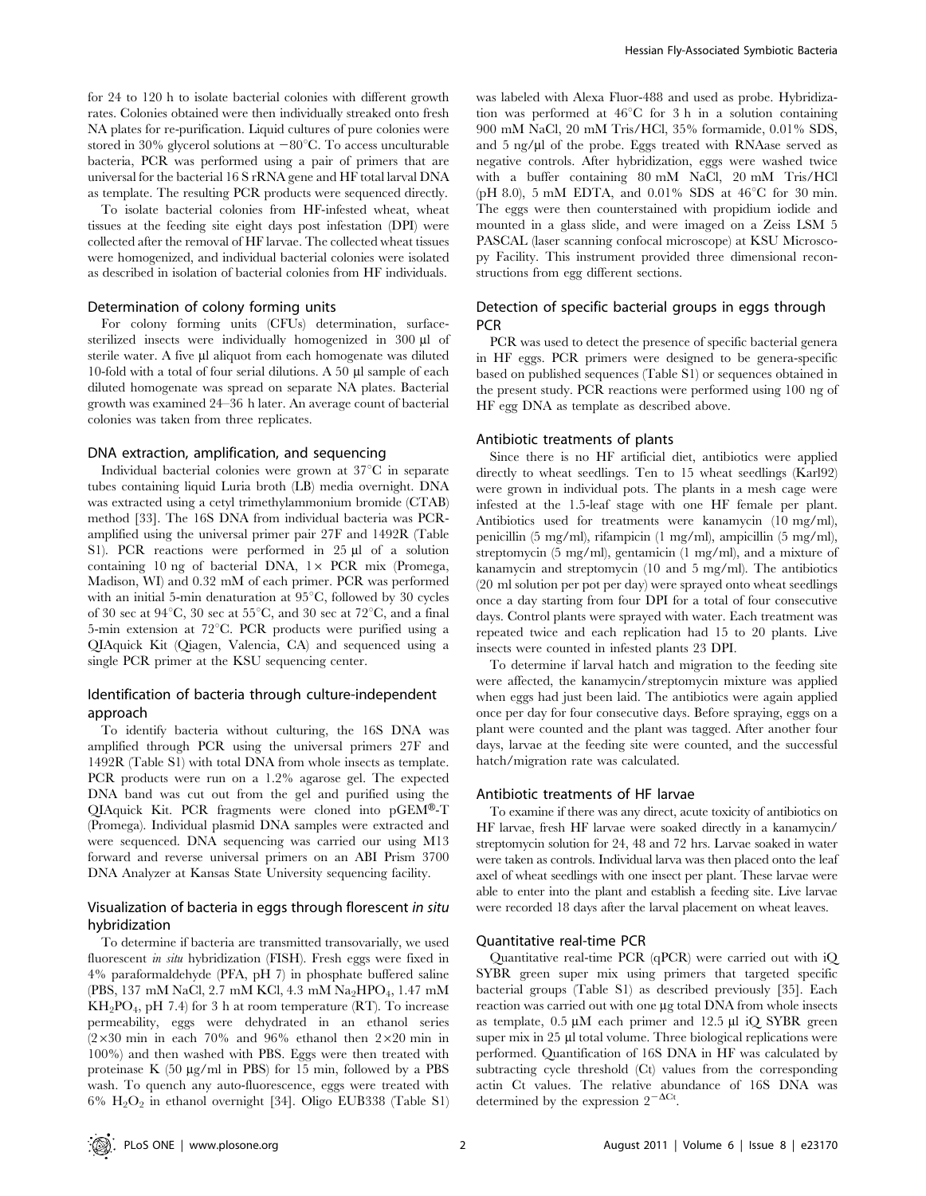for 24 to 120 h to isolate bacterial colonies with different growth rates. Colonies obtained were then individually streaked onto fresh NA plates for re-purification. Liquid cultures of pure colonies were stored in 30% glycerol solutions at −80°C. To access unculturable bacteria, PCR was performed using a pair of primers that are universal for the bacterial 16 S rRNA gene and HF total larval DNA as template. The resulting PCR products were sequenced directly.

To isolate bacterial colonies from HF-infested wheat, wheat tissues at the feeding site eight days post infestation (DPI) were collected after the removal of HF larvae. The collected wheat tissues were homogenized, and individual bacterial colonies were isolated as described in isolation of bacterial colonies from HF individuals.

### Determination of colony forming units

For colony forming units (CFUs) determination, surface-sterilized insects were individually homogenized in 300 µl of sterile water. A five µl aliquot from each homogenate was diluted 10-fold with a total of four serial dilutions. A 50 µl sample of each diluted homogenate was spread on separate NA plates. Bacterial growth was examined 24–36 h later. An average count of bacterial colonies was taken from three replicates.

### DNA extraction, amplification, and sequencing

Individual bacterial colonies were grown at 37°C in separate tubes containing liquid Luria broth (LB) media overnight. DNA was extracted using a cetyl trimethylammonium bromide (CTAB) method [33]. The 16S DNA from individual bacteria was PCR-amplified using the universal primer pair 27F and 1492R (Table S1). PCR reactions were performed in 25 µl of a solution containing 10 ng of bacterial DNA, 1× PCR mix (Promega, Madison, WI) and 0.32 mM of each primer. PCR was performed with an initial 5-min denaturation at 95°C, followed by 30 cycles of 30 sec at 94°C, 30 sec at 55°C, and 30 sec at 72°C, and a final 5-min extension at 72°C. PCR products were purified using a QIAquick Kit (Qiagen, Valencia, CA) and sequenced using a single PCR primer at the KSU sequencing center.

### Identification of bacteria through culture-independent approach

To identify bacteria without culturing, the 16S DNA was amplified through PCR using the universal primers 27F and 1492R (Table S1) with total DNA from whole insects as template. PCR products were run on a 1.2% agarose gel. The expected DNA band was cut out from the gel and purified using the QIAquick Kit. PCR fragments were cloned into pGEM®-T (Promega). Individual plasmid DNA samples were extracted and were sequenced. DNA sequencing was carried our using M13 forward and reverse universal primers on an ABI Prism 3700 DNA Analyzer at Kansas State University sequencing facility.

### Visualization of bacteria in eggs through florescent *in situ* hybridization

To determine if bacteria are transmitted transovarially, we used fluorescent *in situ* hybridization (FISH). Fresh eggs were fixed in 4% paraformaldehyde (PFA, pH 7) in phosphate buffered saline (PBS, 137 mM NaCl, 2.7 mM KCl, 4.3 mM $Na_2HPO_4$, 1.47 mM $KH_2PO_4$, pH 7.4) for 3 h at room temperature (RT). To increase permeability, eggs were dehydrated in an ethanol series (2×30 min in each 70% and 96% ethanol then 2×20 min in 100%) and then washed with PBS. Eggs were then treated with proteinase K (50 µg/ml in PBS) for 15 min, followed by a PBS wash. To quench any auto-fluorescence, eggs were treated with 6% $H_2O_2$ in ethanol overnight [34]. Oligo EUB338 (Table S1) was labeled with Alexa Fluor-488 and used as probe. Hybridization was performed at 46°C for 3 h in a solution containing 900 mM NaCl, 20 mM Tris/HCl, 35% formamide, 0.01% SDS, and 5 ng/µl of the probe. Eggs treated with RNAase served as negative controls. After hybridization, eggs were washed twice with a buffer containing 80 mM NaCl, 20 mM Tris/HCl (pH 8.0), 5 mM EDTA, and 0.01% SDS at 46°C for 30 min. The eggs were then counterstained with propidium iodide and mounted in a glass slide, and were imaged on a Zeiss LSM 5 PASCAL (laser scanning confocal microscope) at KSU Microscopy Facility. This instrument provided three dimensional reconstructions from egg different sections.

### Detection of specific bacterial groups in eggs through PCR

PCR was used to detect the presence of specific bacterial genera in HF eggs. PCR primers were designed to be genera-specific based on published sequences (Table S1) or sequences obtained in the present study. PCR reactions were performed using 100 ng of HF egg DNA as template as described above.

### Antibiotic treatments of plants

Since there is no HF artificial diet, antibiotics were applied directly to wheat seedlings. Ten to 15 wheat seedlings (Karl92) were grown in individual pots. The plants in a mesh cage were infested at the 1.5-leaf stage with one HF female per plant. Antibiotics used for treatments were kanamycin (10 mg/ml), penicillin (5 mg/ml), rifampicin (1 mg/ml), ampicillin (5 mg/ml), streptomycin (5 mg/ml), gentamicin (1 mg/ml), and a mixture of kanamycin and streptomycin (10 and 5 mg/ml). The antibiotics (20 ml solution per pot per day) were sprayed onto wheat seedlings once a day starting from four DPI for a total of four consecutive days. Control plants were sprayed with water. Each treatment was repeated twice and each replication had 15 to 20 plants. Live insects were counted in infested plants 23 DPI.

To determine if larval hatch and migration to the feeding site were affected, the kanamycin/streptomycin mixture was applied when eggs had just been laid. The antibiotics were again applied once per day for four consecutive days. Before spraying, eggs on a plant were counted and the plant was tagged. After another four days, larvae at the feeding site were counted, and the successful hatch/migration rate was calculated.

### Antibiotic treatments of HF larvae

To examine if there was any direct, acute toxicity of antibiotics on HF larvae, fresh HF larvae were soaked directly in a kanamycin/streptomycin solution for 24, 48 and 72 hrs. Larvae soaked in water were taken as controls. Individual larva was then placed onto the leaf axel of wheat seedlings with one insect per plant. These larvae were able to enter into the plant and establish a feeding site. Live larvae were recorded 18 days after the larval placement on wheat leaves.

### Quantitative real-time PCR

Quantitative real-time PCR (qPCR) were carried out with iQ SYBR green super mix using primers that targeted specific bacterial groups (Table S1) as described previously [35]. Each reaction was carried out with one µg total DNA from whole insects as template, 0.5 µM each primer and 12.5 µl iQ SYBR green super mix in 25 µl total volume. Three biological replications were performed. Quantification of 16S DNA in HF was calculated by subtracting cycle threshold (Ct) values from the corresponding actin Ct values. The relative abundance of 16S DNA was determined by the expression $2^{-\Delta Ct}$.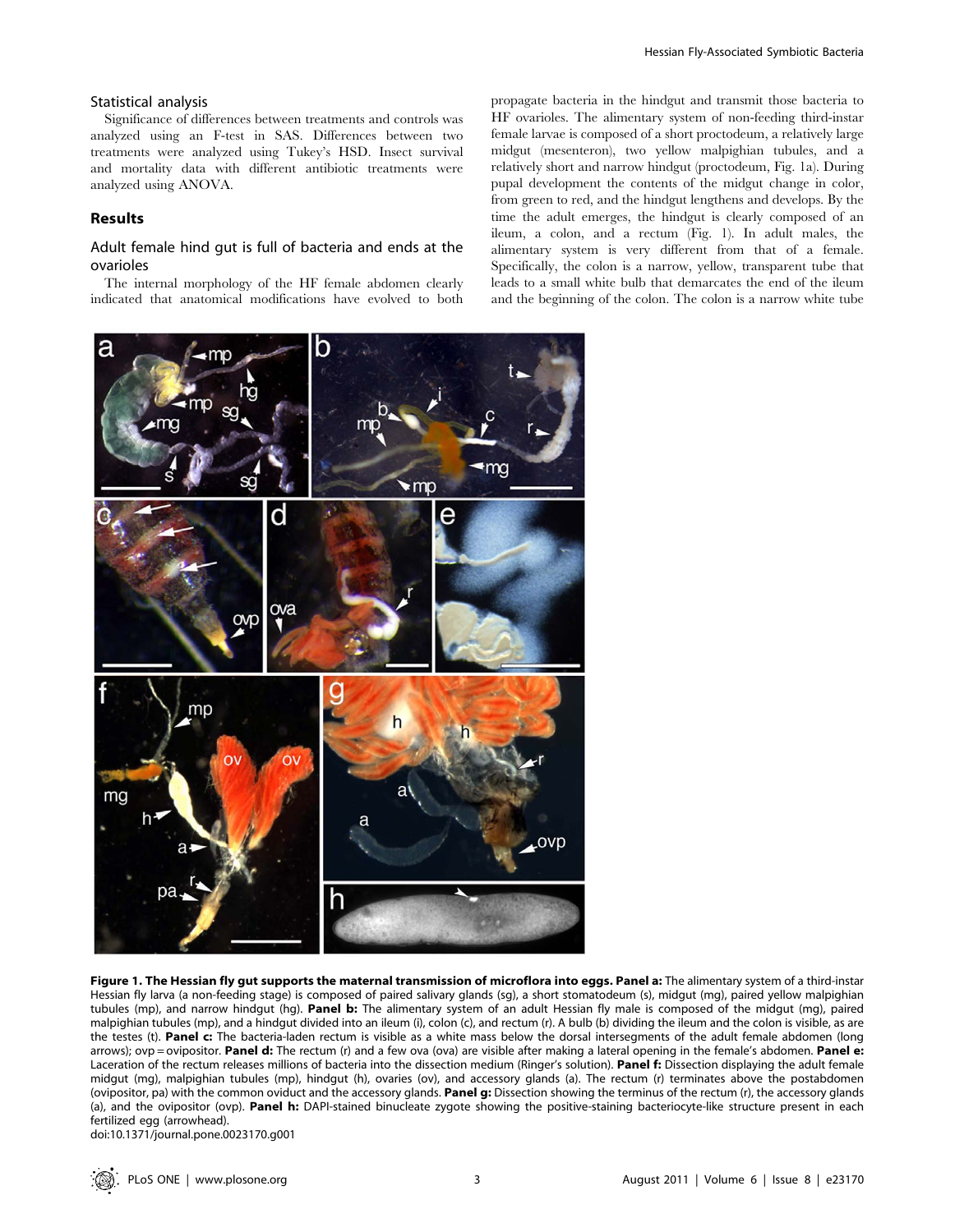## Statistical analysis

Significance of differences between treatments and controls was analyzed using an F-test in SAS. Differences between two treatments were analyzed using Tukey's HSD. Insect survival and mortality data with different antibiotic treatments were analyzed using ANOVA.

## Results

### Adult female hind gut is full of bacteria and ends at the ovarioles

The internal morphology of the HF female abdomen clearly indicated that anatomical modifications have evolved to both propagate bacteria in the hindgut and transmit those bacteria to HF ovarioles. The alimentary system of non-feeding third-instar female larvae is composed of a short proctodeum, a relatively large midgut (mesenteron), two yellow malpighian tubules, and a relatively short and narrow hindgut (proctodeum, Fig. 1a). During pupal development the contents of the midgut change in color, from green to red, and the hindgut lengthens and develops. By the time the adult emerges, the hindgut is clearly composed of an ileum, a colon, and a rectum (Fig. 1). In adult males, the alimentary system is very different from that of a female. Specifically, the colon is a narrow, yellow, transparent tube that leads to a small white bulb that demarcates the end of the ileum and the beginning of the colon. The colon is a narrow white tube

**Figure 1. The Hessian fly gut supports the maternal transmission of microflora into eggs. Panel a:** The alimentary system of a third-instar Hessian fly larva (a non-feeding stage) is composed of paired salivary glands (sg), a short stomatodeum (s), midgut (mg), paired yellow malpighian tubules (mp), and narrow hindgut (hg). **Panel b:** The alimentary system of an adult Hessian fly male is composed of the midgut (mg), paired malpighian tubules (mp), and a hindgut divided into an ileum (i), colon (c), and rectum (r). A bulb (b) dividing the ileum and the colon is visible, as are the testes (t). **Panel c:** The bacteria-laden rectum is visible as a white mass below the dorsal intersegments of the adult female abdomen (long arrows); ovp = ovipositor. **Panel d:** The rectum (r) and a few ova (ova) are visible after making a lateral opening in the female's abdomen. **Panel e:** Laceration of the rectum releases millions of bacteria into the dissection medium (Ringer's solution). **Panel f:** Dissection displaying the adult female midgut (mg), malpighian tubules (mp), hindgut (h), ovaries (ov), and accessory glands (a). The rectum (r) terminates above the postabdomen (ovipositor, pa) with the common oviduct and the accessory glands. **Panel g:** Dissection showing the terminus of the rectum (r), the accessory glands (a), and the ovipositor (ovp). **Panel h:** DAPI-stained binucleate zygote showing the positive-staining bacteriocyte-like structure present in each fertilized egg (arrowhead).

doi:10.1371/journal.pone.0023170.g001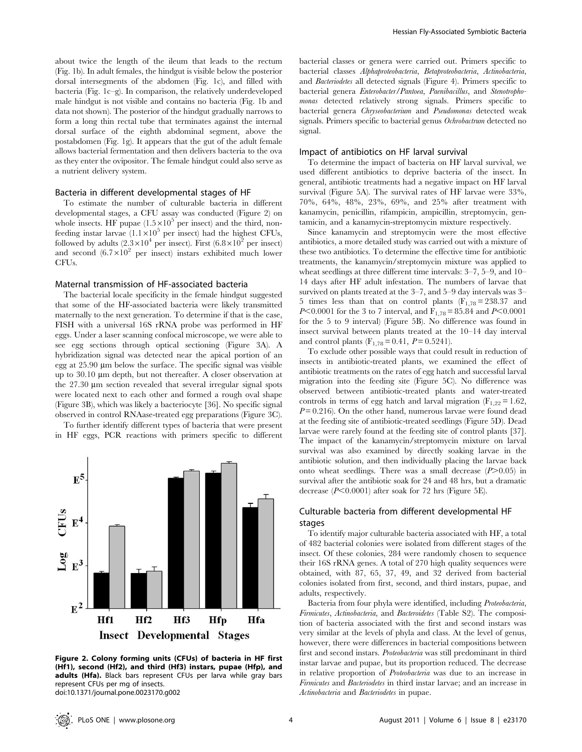about twice the length of the ileum that leads to the rectum (Fig. 1b). In adult females, the hindgut is visible below the posterior dorsal intersegments of the abdomen (Fig. 1c), and filled with bacteria (Fig. 1c–g). In comparison, the relatively underdeveloped male hindgut is not visible and contains no bacteria (Fig. 1b and data not shown). The posterior of the hindgut gradually narrows to form a long thin rectal tube that terminates against the internal dorsal surface of the eighth abdominal segment, above the postabdomen (Fig. 1g). It appears that the gut of the adult female allows bacterial fermentation and then delivers bacteria to the ova as they enter the ovipositor. The female hindgut could also serve as a nutrient delivery system.

### Bacteria in different developmental stages of HF

To estimate the number of culturable bacteria in different developmental stages, a CFU assay was conducted (Figure 2) on whole insects. HF pupae ($1.5\times10^5$ per insect) and the third, non-feeding instar larvae ($1.1\times10^5$ per insect) had the highest CFUs, followed by adults ($2.3\times10^4$ per insect). First ($6.8\times10^2$ per insect) and second ($6.7\times10^2$ per insect) instars exhibited much lower CFUs.

### Maternal transmission of HF-associated bacteria

The bacterial locale specificity in the female hindgut suggested that some of the HF-associated bacteria were likely transmitted maternally to the next generation. To determine if that is the case, FISH with a universal 16S rRNA probe was performed in HF eggs. Under a laser scanning confocal microscope, we were able to see egg sections through optical sectioning (Figure 3A). A hybridization signal was detected near the apical portion of an egg at 25.90 µm below the surface. The specific signal was visible up to 30.10 µm depth, but not thereafter. A closer observation at the 27.30 µm section revealed that several irregular signal spots were located next to each other and formed a rough oval shape (Figure 3B), which was likely a bacteriocyte [36]. No specific signal observed in control RNAase-treated egg preparations (Figure 3C).

To further identify different types of bacteria that were present in HF eggs, PCR reactions with primers specific to different bacterial classes or genera were carried out. Primers specific to bacterial classes *Alphaproteobacteria*, *Betaproteobacteria*, *Actinobacteria*, and *Bacteriodetes* all detected signals (Figure 4). Primers specific to bacterial genera *Enterobacter/Pantoea*, *Paenibacillus*, and *Stenotrophomonas* detected relatively strong signals. Primers specific to bacterial genera *Chryseobacterium* and *Pseudomonas* detected weak signals. Primers specific to bacterial genus *Ochrobactrum* detected no signal.

**Figure 2. Colony forming units (CFUs) of bacteria in HF first (Hf1), second (Hf2), and third (Hf3) instars, pupae (Hfp), and adults (Hfa).** Black bars represent CFUs per larva while gray bars represent CFUs per mg of insects.
doi:10.1371/journal.pone.0023170.g002

### Impact of antibiotics on HF larval survival

To determine the impact of bacteria on HF larval survival, we used different antibiotics to deprive bacteria of the insect. In general, antibiotic treatments had a negative impact on HF larval survival (Figure 5A). The survival rates of HF larvae were 33%, 70%, 64%, 48%, 23%, 69%, and 25% after treatment with kanamycin, penicillin, rifampicin, ampicillin, streptomycin, gentamicin, and a kanamycin-streptomycin mixture respectively.

Since kanamycin and streptomycin were the most effective antibiotics, a more detailed study was carried out with a mixture of these two antibiotics. To determine the effective time for antibiotic treatments, the kanamycin/streptomycin mixture was applied to wheat seedlings at three different time intervals: 3–7, 5–9, and 10–14 days after HF adult infestation. The numbers of larvae that survived on plants treated at the 3–7, and 5–9 day intervals was 3–5 times less than that on control plants ($F_{1,78} = 238.37$ and $P<0.0001$ for the 3 to 7 interval, and $F_{1,78} = 85.84$ and $P<0.0001$ for the 5 to 9 interval) (Figure 5B). No difference was found in insect survival between plants treated at the 10–14 day interval and control plants ($F_{1,78} = 0.41$, $P = 0.5241$).

To exclude other possible ways that could result in reduction of insects in antibiotic-treated plants, we examined the effect of antibiotic treatments on the rates of egg hatch and successful larval migration into the feeding site (Figure 5C). No difference was observed between antibiotic-treated plants and water-treated controls in terms of egg hatch and larval migration ($F_{1,22} = 1.62$, $P = 0.216$). On the other hand, numerous larvae were found dead at the feeding site of antibiotic-treated seedlings (Figure 5D). Dead larvae were rarely found at the feeding site of control plants [37]. The impact of the kanamycin/streptomycin mixture on larval survival was also examined by directly soaking larvae in the antibiotic solution, and then individually placing the larvae back onto wheat seedlings. There was a small decrease ($P>0.05$) in survival after the antibiotic soak for 24 and 48 hrs, but a dramatic decrease ($P<0.0001$) after soak for 72 hrs (Figure 5E).

### Culturable bacteria from different developmental HF stages

To identify major culturable bacteria associated with HF, a total of 482 bacterial colonies were isolated from different stages of the insect. Of these colonies, 284 were randomly chosen to sequence their 16S rRNA genes. A total of 270 high quality sequences were obtained, with 87, 65, 37, 49, and 32 derived from bacterial colonies isolated from first, second, and third instars, pupae, and adults, respectively.

Bacteria from four phyla were identified, including *Proteobacteria*, *Firmicutes*, *Actinobacteria*, and *Bacteroidetes* (Table S2). The composition of bacteria associated with the first and second instars was very similar at the levels of phyla and class. At the level of genus, however, there were differences in bacterial compositions between first and second instars. *Proteobacteria* was still predominant in third instar larvae and pupae, but its proportion reduced. The decrease in relative proportion of *Proteobacteria* was due to an increase in *Firmicutes* and *Bacteriodetes* in third instar larvae; and an increase in *Actinobacteria* and *Bacteriodetes* in pupae.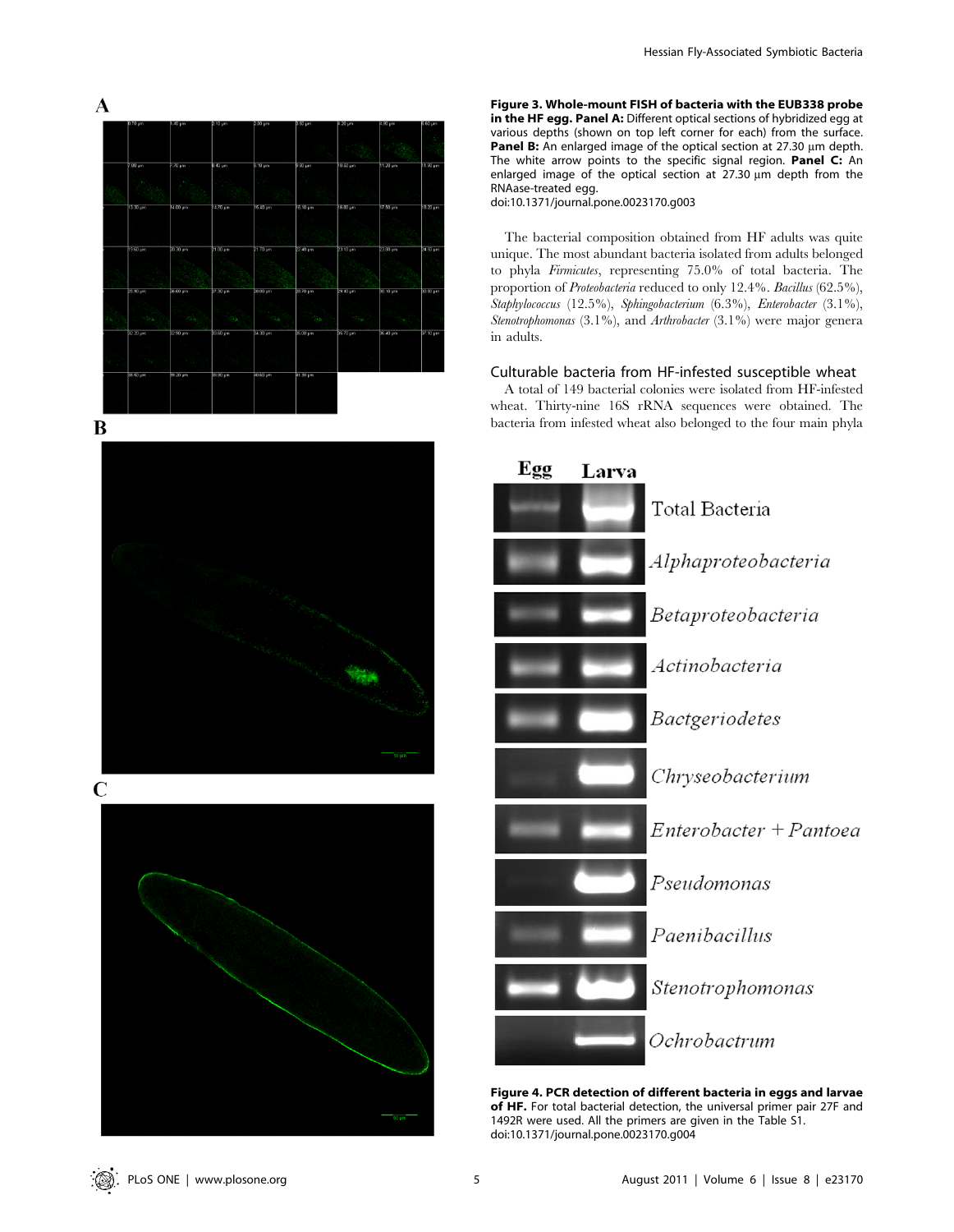**Figure 3. Whole-mount FISH of bacteria with the EUB338 probe in the HF egg. Panel A:** Different optical sections of hybridized egg at various depths (shown on top left corner for each) from the surface. **Panel B:** An enlarged image of the optical section at 27.30 µm depth. The white arrow points to the specific signal region. **Panel C:** An enlarged image of the optical section at 27.30 µm depth from the RNAase-treated egg.
doi:10.1371/journal.pone.0023170.g003

The bacterial composition obtained from HF adults was quite unique. The most abundant bacteria isolated from adults belonged to phyla *Firmicutes*, representing 75.0% of total bacteria. The proportion of *Proteobacteria* reduced to only 12.4%. *Bacillus* (62.5%), *Staphylococcus* (12.5%), *Sphingobacterium* (6.3%), *Enterobacter* (3.1%), *Stenotrophomonas* (3.1%), and *Arthrobacter* (3.1%) were major genera in adults.

## Culturable bacteria from HF-infested susceptible wheat

A total of 149 bacterial colonies were isolated from HF-infested wheat. Thirty-nine 16S rRNA sequences were obtained. The bacteria from infested wheat also belonged to the four main phyla

**Figure 4. PCR detection of different bacteria in eggs and larvae of HF.** For total bacterial detection, the universal primer pair 27F and 1492R were used. All the primers are given in the Table S1.
doi:10.1371/journal.pone.0023170.g004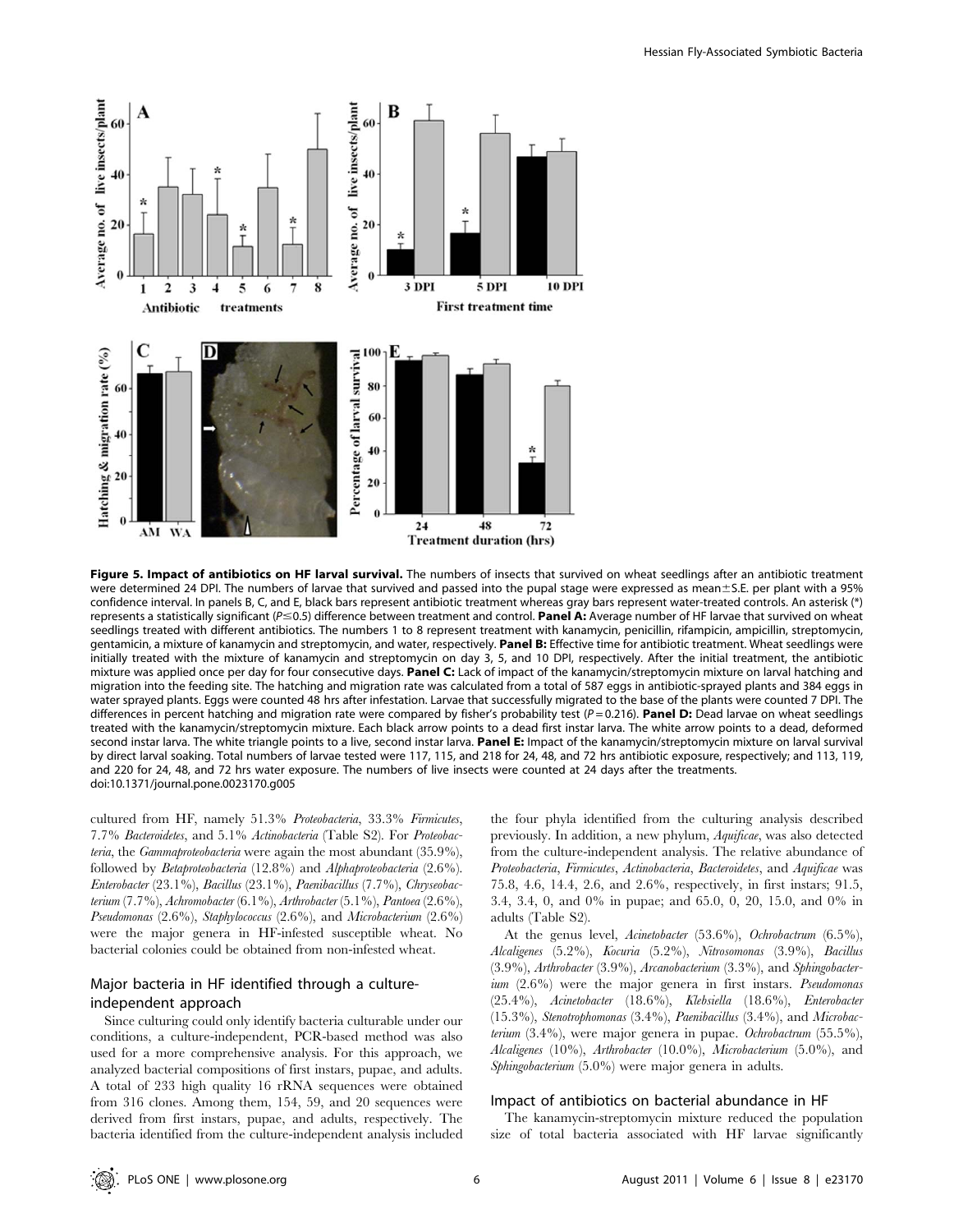**Figure 5. Impact of antibiotics on HF larval survival.** The numbers of insects that survived on wheat seedlings after an antibiotic treatment were determined 24 DPI. The numbers of larvae that survived and passed into the pupal stage were expressed as mean±S.E. per plant with a 95% confidence interval. In panels B, C, and E, black bars represent antibiotic treatment whereas gray bars represent water-treated controls. An asterisk (*) represents a statistically significant ($P \leq 0.5$) difference between treatment and control. **Panel A:** Average number of HF larvae that survived on wheat seedlings treated with different antibiotics. The numbers 1 to 8 represent treatment with kanamycin, penicillin, rifampicin, ampicillin, streptomycin, gentamicin, a mixture of kanamycin and streptomycin, and water, respectively. **Panel B:** Effective time for antibiotic treatment. Wheat seedlings were initially treated with the mixture of kanamycin and streptomycin on day 3, 5, and 10 DPI, respectively. After the initial treatment, the antibiotic mixture was applied once per day for four consecutive days. **Panel C:** Lack of impact of the kanamycin/streptomycin mixture on larval hatching and migration into the feeding site. The hatching and migration rate was calculated from a total of 587 eggs in antibiotic-sprayed plants and 384 eggs in water sprayed plants. Eggs were counted 48 hrs after infestation. Larvae that successfully migrated to the base of the plants were counted 7 DPI. The differences in percent hatching and migration rate were compared by fisher's probability test ($P = 0.216$). **Panel D:** Dead larvae on wheat seedlings treated with the kanamycin/streptomycin mixture. Each black arrow points to a dead first instar larva. The white arrow points to a dead, deformed second instar larva. The white triangle points to a live, second instar larva. **Panel E:** Impact of the kanamycin/streptomycin mixture on larval survival by direct larval soaking. Total numbers of larvae tested were 117, 115, and 218 for 24, 48, and 72 hrs antibiotic exposure, respectively; and 113, 119, and 220 for 24, 48, and 72 hrs water exposure. The numbers of live insects were counted at 24 days after the treatments.
doi:10.1371/journal.pone.0023170.g005

cultured from HF, namely 51.3% *Proteobacteria*, 33.3% *Firmicutes*, 7.7% *Bacteroidetes*, and 5.1% *Actinobacteria* (Table S2). For *Proteobacteria*, the *Gammaproteobacteria* were again the most abundant (35.9%), followed by *Betaproteobacteria* (12.8%) and *Alphaproteobacteria* (2.6%). *Enterobacter* (23.1%), *Bacillus* (23.1%), *Paenibacillus* (7.7%), *Chryseobacterium* (7.7%), *Achromobacter* (6.1%), *Arthrobacter* (5.1%), *Pantoea* (2.6%), *Pseudomonas* (2.6%), *Staphylococcus* (2.6%), and *Microbacterium* (2.6%) were the major genera in HF-infested susceptible wheat. No bacterial colonies could be obtained from non-infested wheat.

## Major bacteria in HF identified through a culture-independent approach

Since culturing could only identify bacteria culturable under our conditions, a culture-independent, PCR-based method was also used for a more comprehensive analysis. For this approach, we analyzed bacterial compositions of first instars, pupae, and adults. A total of 233 high quality 16 rRNA sequences were obtained from 316 clones. Among them, 154, 59, and 20 sequences were derived from first instars, pupae, and adults, respectively. The bacteria identified from the culture-independent analysis included the four phyla identified from the culturing analysis described previously. In addition, a new phylum, *Aquificae*, was also detected from the culture-independent analysis. The relative abundance of *Proteobacteria*, *Firmicutes*, *Actinobacteria*, *Bacteroidetes*, and *Aquificae* was 75.8, 4.6, 14.4, 2.6, and 2.6%, respectively, in first instars; 91.5, 3.4, 3.4, 0, and 0% in pupae; and 65.0, 0, 20, 15.0, and 0% in adults (Table S2).

At the genus level, *Acinetobacter* (53.6%), *Ochrobactrum* (6.5%), *Alcaligenes* (5.2%), *Kocuria* (5.2%), *Nitrosomonas* (3.9%), *Bacillus* (3.9%), *Arthrobacter* (3.9%), *Arcanobacterium* (3.3%), and *Sphingobacterium* (2.6%) were the major genera in first instars. *Pseudomonas* (25.4%), *Acinetobacter* (18.6%), *Klebsiella* (18.6%), *Enterobacter* (15.3%), *Stenotrophomonas* (3.4%), *Paenibacillus* (3.4%), and *Microbacterium* (3.4%), were major genera in pupae. *Ochrobactrum* (55.5%), *Alcaligenes* (10%), *Arthrobacter* (10.0%), *Microbacterium* (5.0%), and *Sphingobacterium* (5.0%) were major genera in adults.

## Impact of antibiotics on bacterial abundance in HF

The kanamycin-streptomycin mixture reduced the population size of total bacteria associated with HF larvae significantly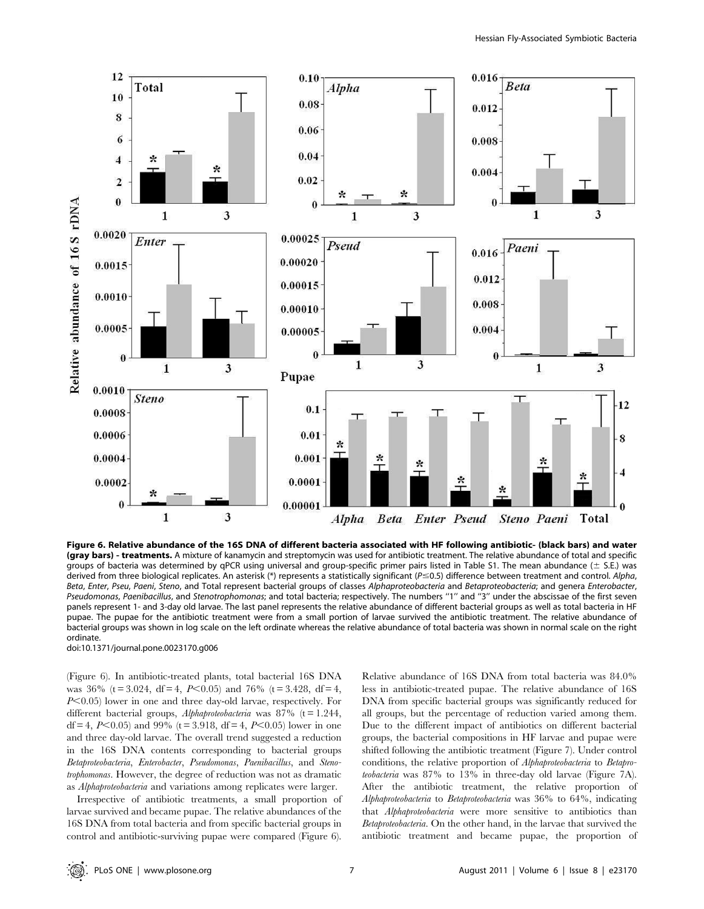**Figure 6. Relative abundance of the 16S DNA of different bacteria associated with HF following antibiotic- (black bars) and water (gray bars) - treatments.** A mixture of kanamycin and streptomycin was used for antibiotic treatment. The relative abundance of total and specific groups of bacteria was determined by qPCR using universal and group-specific primer pairs listed in Table S1. The mean abundance (± S.E.) was derived from three biological replicates. An asterisk (*) represents a statistically significant ($P \leq 0.5$) difference between treatment and control. *Alpha*, *Beta*, *Enter*, *Pseu*, *Paeni*, *Steno*, and Total represent bacterial groups of classes *Alphaproteobacteria* and *Betaproteobacteria*; and genera *Enterobacter*, *Pseudomonas*, *Paenibacillus*, and *Stenotrophomonas*; and total bacteria; respectively. The numbers "1" and "3" under the abscissae of the first seven panels represent 1- and 3-day old larvae. The last panel represents the relative abundance of different bacterial groups as well as total bacteria in HF pupae. The pupae for the antibiotic treatment were from a small portion of larvae survived the antibiotic treatment. The relative abundance of bacterial groups was shown in log scale on the left ordinate whereas the relative abundance of total bacteria was shown in normal scale on the right ordinate.
doi:10.1371/journal.pone.0023170.g006

(Figure 6). In antibiotic-treated plants, total bacterial 16S DNA was 36% ($t = 3.024$, $df = 4$, $P < 0.05$) and 76% ($t = 3.428$, $df = 4$, $P < 0.05$) lower in one and three day-old larvae, respectively. For different bacterial groups, *Alphaproteobacteria* was 87% ($t = 1.244$, $df = 4$, $P < 0.05$) and 99% ($t = 3.918$, $df = 4$, $P < 0.05$) lower in one and three day-old larvae. The overall trend suggested a reduction in the 16S DNA contents corresponding to bacterial groups *Betaproteobacteria*, *Enterobacter*, *Pseudomonas*, *Paenibacillus*, and *Stenotrophomonas*. However, the degree of reduction was not as dramatic as *Alphaproteobacteria* and variations among replicates were larger.

Irrespective of antibiotic treatments, a small proportion of larvae survived and became pupae. The relative abundances of the 16S DNA from total bacteria and from specific bacterial groups in control and antibiotic-surviving pupae were compared (Figure 6). Relative abundance of 16S DNA from total bacteria was 84.0% less in antibiotic-treated pupae. The relative abundance of 16S DNA from specific bacterial groups was significantly reduced for all groups, but the percentage of reduction varied among them. Due to the different impact of antibiotics on different bacterial groups, the bacterial compositions in HF larvae and pupae were shifted following the antibiotic treatment (Figure 7). Under control conditions, the relative proportion of *Alphaproteobacteria* to *Betaproteobacteria* was 87% to 13% in three-day old larvae (Figure 7A). After the antibiotic treatment, the relative proportion of *Alphaproteobacteria* to *Betaproteobacteria* was 36% to 64%, indicating that *Alphaproteobacteria* were more sensitive to antibiotics than *Betaproteobacteria*. On the other hand, in the larvae that survived the antibiotic treatment and became pupae, the proportion of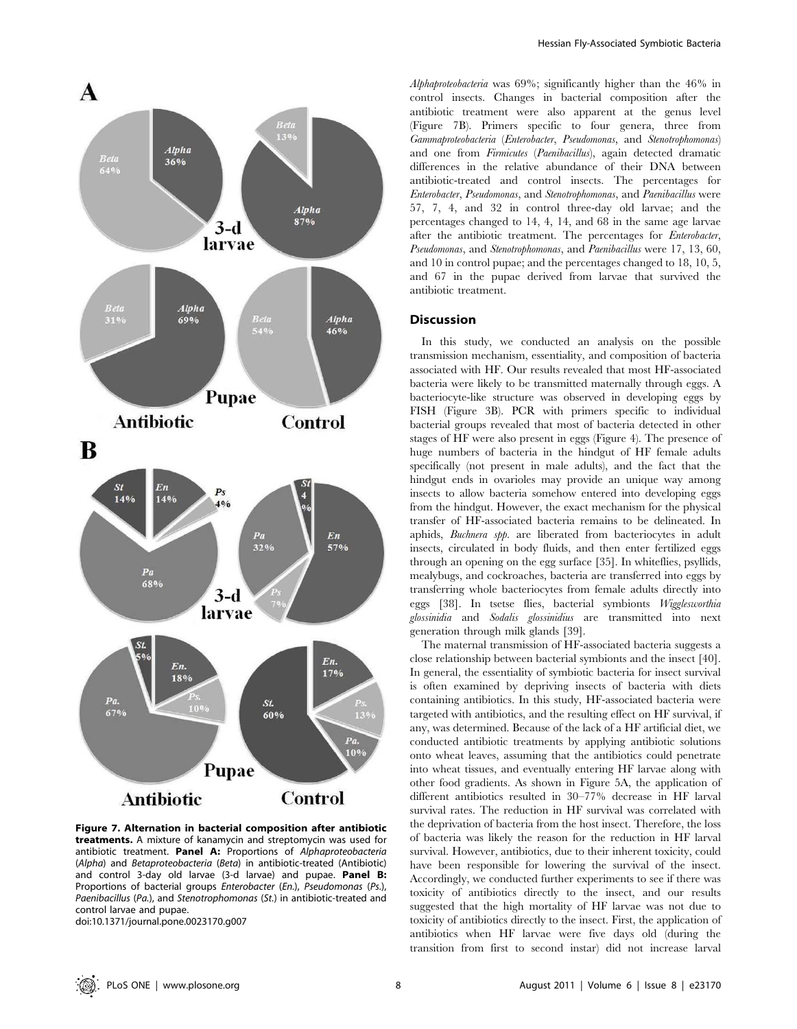Figure 7. Alternation in bacterial composition after antibiotic treatments. A mixture of kanamycin and streptomycin was used for antibiotic treatment. Panel A: Proportions of *Alphaproteobacteria* (*Alpha*) and *Betaproteobacteria* (*Beta*) in antibiotic-treated (Antibiotic) and control 3-day old larvae (3-d larvae) and pupae. Panel B: Proportions of bacterial groups *Enterobacter* (*En.*), *Pseudomonas* (*Ps.*), *Paenibacillus* (*Pa.*), and *Stenotrophomonas* (*St.*) in antibiotic-treated and control larvae and pupae.
doi:10.1371/journal.pone.0023170.g007

*Alphaproteobacteria* was 69%; significantly higher than the 46% in control insects. Changes in bacterial composition after the antibiotic treatment were also apparent at the genus level (Figure 7B). Primers specific to four genera, three from *Gammaproteobacteria* (*Enterobacter*, *Pseudomonas*, and *Stenotrophomonas*) and one from *Firmicutes* (*Paenibacillus*), again detected dramatic differences in the relative abundance of their DNA between antibiotic-treated and control insects. The percentages for *Enterobacter*, *Pseudomonas*, and *Stenotrophomonas*, and *Paenibacillus* were 57, 7, 4, and 32 in control three-day old larvae; and the percentages changed to 14, 4, 14, and 68 in the same age larvae after the antibiotic treatment. The percentages for *Enterobacter*, *Pseudomonas*, and *Stenotrophomonas*, and *Paenibacillus* were 17, 13, 60, and 10 in control pupae; and the percentages changed to 18, 10, 5, and 67 in the pupae derived from larvae that survived the antibiotic treatment.

## Discussion

In this study, we conducted an analysis on the possible transmission mechanism, essentiality, and composition of bacteria associated with HF. Our results revealed that most HF-associated bacteria were likely to be transmitted maternally through eggs. A bacteriocyte-like structure was observed in developing eggs by FISH (Figure 3B). PCR with primers specific to individual bacterial groups revealed that most of bacteria detected in other stages of HF were also present in eggs (Figure 4). The presence of huge numbers of bacteria in the hindgut of HF female adults specifically (not present in male adults), and the fact that the hindgut ends in ovarioles may provide an unique way among insects to allow bacteria somehow entered into developing eggs from the hindgut. However, the exact mechanism for the physical transfer of HF-associated bacteria remains to be delineated. In aphids, *Buchnera spp.* are liberated from bacteriocytes in adult insects, circulated in body fluids, and then enter fertilized eggs through an opening on the egg surface [35]. In whiteflies, psyllids, mealybugs, and cockroaches, bacteria are transferred into eggs by transferring whole bacteriocytes from female adults directly into eggs [38]. In tsetse flies, bacterial symbionts *Wigglesworthia glossinidia* and *Sodalis glossinidius* are transmitted into next generation through milk glands [39].

The maternal transmission of HF-associated bacteria suggests a close relationship between bacterial symbionts and the insect [40]. In general, the essentiality of symbiotic bacteria for insect survival is often examined by depriving insects of bacteria with diets containing antibiotics. In this study, HF-associated bacteria were targeted with antibiotics, and the resulting effect on HF survival, if any, was determined. Because of the lack of a HF artificial diet, we conducted antibiotic treatments by applying antibiotic solutions onto wheat leaves, assuming that the antibiotics could penetrate into wheat tissues, and eventually entering HF larvae along with other food gradients. As shown in Figure 5A, the application of different antibiotics resulted in 30–77% decrease in HF larval survival rates. The reduction in HF survival was correlated with the deprivation of bacteria from the host insect. Therefore, the loss of bacteria was likely the reason for the reduction in HF larval survival. However, antibiotics, due to their inherent toxicity, could have been responsible for lowering the survival of the insect. Accordingly, we conducted further experiments to see if there was toxicity of antibiotics directly to the insect, and our results suggested that the high mortality of HF larvae was not due to toxicity of antibiotics directly to the insect. First, the application of antibiotics when HF larvae were five days old (during the transition from first to second instar) did not increase larval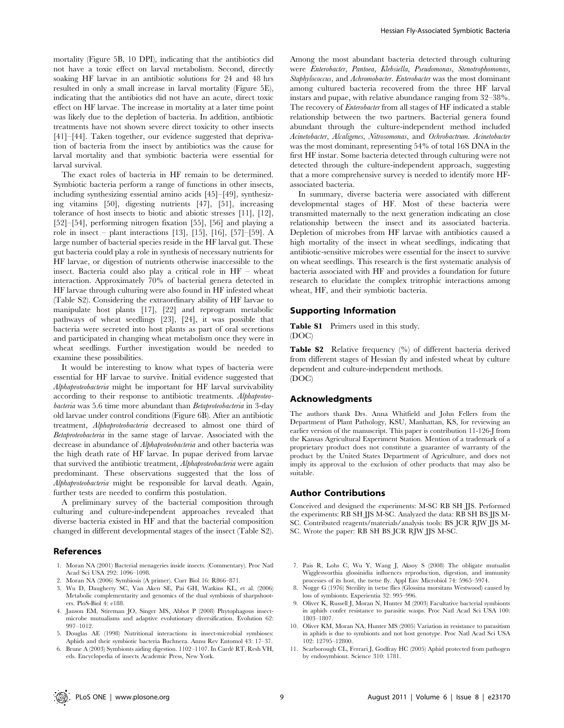mortality (Figure 5B, 10 DPI), indicating that the antibiotics did not have a toxic effect on larval metabolism. Second, directly soaking HF larvae in an antibiotic solutions for 24 and 48 hrs resulted in only a small increase in larval mortality (Figure 5E), indicating that the antibiotics did not have an acute, direct toxic effect on HF larvae. The increase in mortality at a later time point was likely due to the depletion of bacteria. In addition, antibiotic treatments have not shown severe direct toxicity to other insects [41]–[44]. Taken together, our evidence suggested that deprivation of bacteria from the insect by antibiotics was the cause for larval mortality and that symbiotic bacteria were essential for larval survival.

The exact roles of bacteria in HF remain to be determined. Symbiotic bacteria perform a range of functions in other insects, including synthesizing essential amino acids [45]–[49], synthesizing vitamins [50], digesting nutrients [47], [51], increasing tolerance of host insects to biotic and abiotic stresses [11], [12], [52]–[54], performing nitrogen fixation [55], [56] and playing a role in insect – plant interactions [13], [15], [16], [57]–[59]. A large number of bacterial species reside in the HF larval gut. These gut bacteria could play a role in synthesis of necessary nutrients for HF larvae, or digestion of nutrients otherwise inaccessible to the insect. Bacteria could also play a critical role in HF – wheat interaction. Approximately 70% of bacterial genera detected in HF larvae through culturing were also found in HF infested wheat (Table S2). Considering the extraordinary ability of HF larvae to manipulate host plants [17], [22] and reprogram metabolic pathways of wheat seedlings [23], [24], it was possible that bacteria were secreted into host plants as part of oral secretions and participated in changing wheat metabolism once they were in wheat seedlings. Further investigation would be needed to examine these possibilities.

It would be interesting to know what types of bacteria were essential for HF larvae to survive. Initial evidence suggested that *Alphaproteobacteria* might be important for HF larval survivability according to their response to antibiotic treatments. *Alphaproteobacteria* was 5.6 time more abundant than *Betaproteobacteria* in 3-day old larvae under control conditions (Figure 6B). After an antibiotic treatment, *Alphaproteobacteria* decreased to almost one third of *Betaproteobacteria* in the same stage of larvae. Associated with the decrease in abundance of *Alphaproteobacteria* and other bacteria was the high death rate of HF larvae. In pupae derived from larvae that survived the antibiotic treatment, *Alphaproteobacteria* were again predominant. These observations suggested that the loss of *Alphaproteobacteria* might be responsible for larval death. Again, further tests are needed to confirm this postulation.

A preliminary survey of the bacterial composition through culturing and culture-independent approaches revealed that diverse bacteria existed in HF and that the bacterial composition changed in different developmental stages of the insect (Table S2). Among the most abundant bacteria detected through culturing were *Enterobacter*, *Pantoea*, *Klebsiella*, *Pseudomonas*, *Stenotrophomonas*, *Staphylococcus*, and *Achromobacter*. *Enterobacter* was the most dominant among cultured bacteria recovered from the three HF larval instars and pupae, with relative abundance ranging from 32–38%. The recovery of *Enterobacter* from all stages of HF indicated a stable relationship between the two partners. Bacterial genera found abundant through the culture-independent method included *Acinetobacter*, *Alcaligenes*, *Nitrosomonas*, and *Ochrobactrum*. *Acinetobacter* was the most dominant, representing 54% of total 16S DNA in the first HF instar. Some bacteria detected through culturing were not detected through the culture-independent approach, suggesting that a more comprehensive survey is needed to identify more HF-associated bacteria.

In summary, diverse bacteria were associated with different developmental stages of HF. Most of these bacteria were transmitted maternally to the next generation indicating an close relationship between the insect and its associated bacteria. Depletion of microbes from HF larvae with antibiotics caused a high mortality of the insect in wheat seedlings, indicating that antibiotic-sensitive microbes were essential for the insect to survive on wheat seedlings. This research is the first systematic analysis of bacteria associated with HF and provides a foundation for future research to elucidate the complex tritrophic interactions among wheat, HF, and their symbiotic bacteria.

## Supporting Information

**Table S1** Primers used in this study.
(DOC)

**Table S2** Relative frequency (%) of different bacteria derived from different stages of Hessian fly and infested wheat by culture dependent and culture-independent methods.
(DOC)

## Acknowledgments

The authors thank Drs. Anna Whitfield and John Fellers from the Department of Plant Pathology, KSU, Manhattan, KS, for reviewing an earlier version of the manuscript. This paper is contribution 11-126-J from the Kansas Agricultural Experiment Station. Mention of a trademark of a proprietary product does not constitute a guarantee of warranty of the product by the United States Department of Agriculture, and does not imply its approval to the exclusion of other products that may also be suitable.

## Author Contributions

Conceived and designed the experiments: M-SC RB SH JJS. Performed the experiments: RB SH JJS M-SC. Analyzed the data: RB SH BS JJS M-SC. Contributed reagents/materials/analysis tools: BS JCR RJW JJS M-SC. Wrote the paper: RB SH BS JCR RJW JJS M-SC.

## References

1. Moran NA (2001) Bacterial menageries inside insects. (Commentary). Proc Natl Acad Sci USA 292: 1096–1098.
2. Moran NA (2006) Symbiosis (A primer). Curr Biol 16: R866–871.
3. Wu D, Daugherty SC, Van Aken SE, Pai GH, Watkins KL, et al. (2006) Metabolic complementarity and genomics of the dual symbiosis of sharpshooters. PloS-Biol 4: e188.
4. Janson EM, Stireman JO, Singer MS, Abbot P (2008) Phytophagous insect-microbe mutualisms and adaptive evolutionary diversification. Evolution 62: 997–1012.
5. Douglas AE (1998) Nutritional interactions in insect-microbial symbioses: Aphids and their symbiotic bacteria Buchnera. Annu Rev Entomol 43: 17–37.
6. Brune A (2003) Symbionts aiding digestion. 1102–1107. In Cardé RT, Resh VH, eds. Encyclopedia of insects Academic Press, New York.
7. Pais R, Lohs C, Wu Y, Wang J, Aksoy S (2008) The obligate mutualist Wigglesworthia glossinidia influences reproduction, digestion, and immunity processes of its host, the tsetse fly. Appl Env Microbiol 74: 5965–5974.
8. Nogge G (1976) Sterility in tsetse flies (Glossina morsitans Westwood) caused by loss of symbionts. Experientia 32: 995–996.
9. Oliver K, Russell J, Moran N, Hunter M (2003) Facultative bacterial symbionts in aphids confer resistance to parasitic wasps. Proc Natl Acad Sci USA 100: 1803–1807.
10. Oliver KM, Moran NA, Hunter MS (2005) Variation in resistance to parasitism in aphids is due to symbionts and not host genotype. Proc Natl Acad Sci USA 102: 12795–12800.
11. Scarborough CL, Ferrari J, Godfray HC (2005) Aphid protected from pathogen by endosymbiont. Science 310: 1781.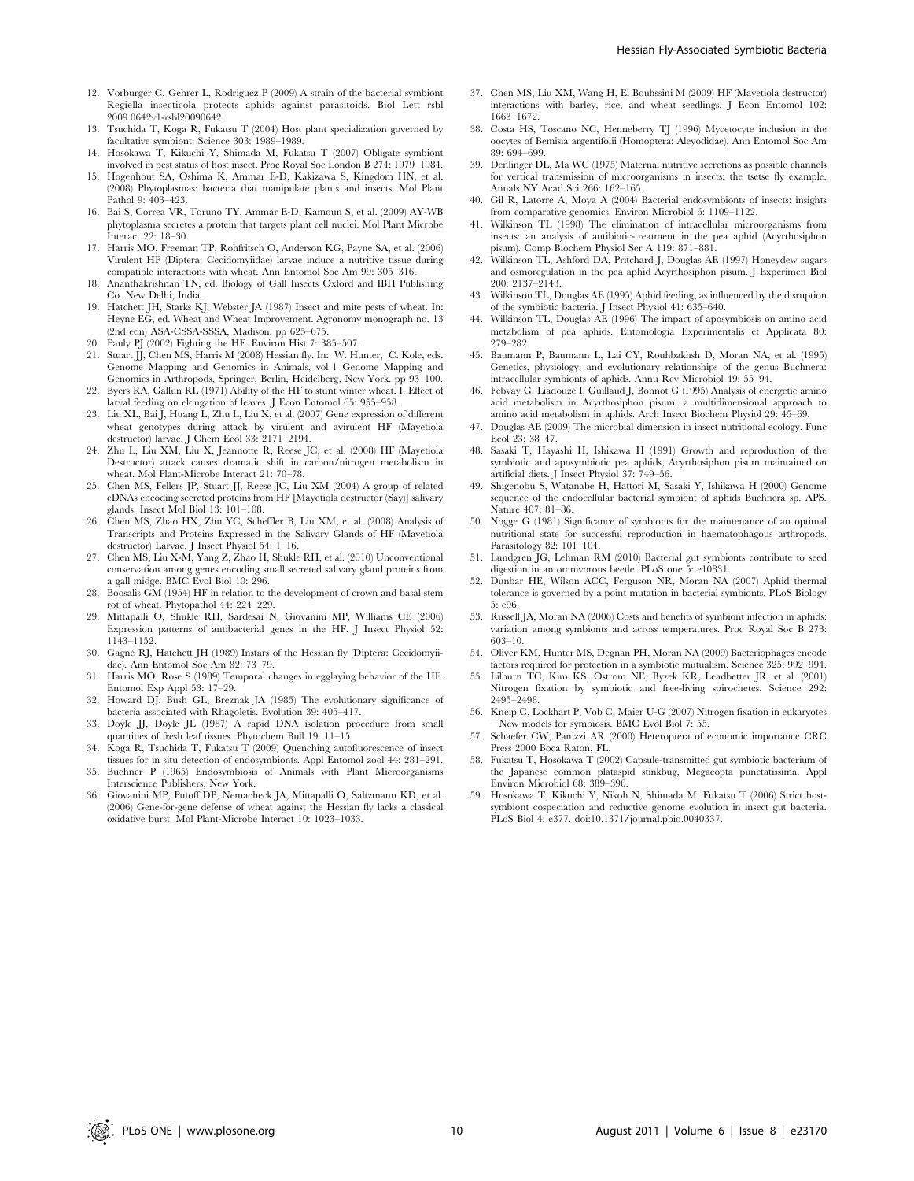12. Vorburger C, Gehrer L, Rodriguez P (2009) A strain of the bacterial symbiont Regiella insecticola protects aphids against parasitoids. Biol Lett rsbl 2009.0642v1-rsbl20090642.
13. Tsuchida T, Koga R, Fukatsu T (2004) Host plant specialization governed by facultative symbiont. Science 303: 1989–1989.
14. Hosokawa T, Kikuchi Y, Shimada M, Fukatsu T (2007) Obligate symbiont involved in pest status of host insect. Proc Royal Soc London B 274: 1979–1984.
15. Hogenhout SA, Oshima K, Ammar E-D, Kakizawa S, Kingdom HN, et al. (2008) Phytoplasmas: bacteria that manipulate plants and insects. Mol Plant Pathol 9: 403–423.
16. Bai S, Correa VR, Toruno TY, Ammar E-D, Kamoun S, et al. (2009) AY-WB phytoplasma secretes a protein that targets plant cell nuclei. Mol Plant Microbe Interact 22: 18–30.
17. Harris MO, Freeman TP, Rohfritsch O, Anderson KG, Payne SA, et al. (2006) Virulent HF (Diptera: Cecidomyiidae) larvae induce a nutritive tissue during compatible interactions with wheat. Ann Entomol Soc Am 99: 305–316.
18. Ananthakrishnan TN, ed. Biology of Gall Insects Oxford and IBH Publishing Co. New Delhi, India.
19. Hatchett JH, Starks KJ, Webster JA (1987) Insect and mite pests of wheat. In: Heyne EG, ed. Wheat and Wheat Improvement. Agronomy monograph no. 13 (2nd edn) ASA-CSSA-SSSA, Madison. pp 625–675.
20. Pauly PJ (2002) Fighting the HF. Environ Hist 7: 385–507.
21. Stuart JJ, Chen MS, Harris M (2008) Hessian fly. In: W. Hunter, C. Kole, eds. Genome Mapping and Genomics in Animals, vol 1 Genome Mapping and Genomics in Arthropods, Springer, Berlin, Heidelberg, New York. pp 93–100.
22. Byers RA, Gallun RL (1971) Ability of the HF to stunt winter wheat. I. Effect of larval feeding on elongation of leaves. J Econ Entomol 65: 955–958.
23. Liu XL, Bai J, Huang L, Zhu L, Liu X, et al. (2007) Gene expression of different wheat genotypes during attack by virulent and avirulent HF (Mayetiola destructor) larvae. J Chem Ecol 33: 2171–2194.
24. Zhu L, Liu XM, Liu X, Jeannotte R, Reese JC, et al. (2008) HF (Mayetiola Destructor) attack causes dramatic shift in carbon/nitrogen metabolism in wheat. Mol Plant-Microbe Interact 21: 70–78.
25. Chen MS, Fellers JP, Stuart JJ, Reese JC, Liu XM (2004) A group of related cDNAs encoding secreted proteins from HF [Mayetiola destructor (Say)] salivary glands. Insect Mol Biol 13: 101–108.
26. Chen MS, Zhao HX, Zhu YC, Scheffler B, Liu XM, et al. (2008) Analysis of Transcripts and Proteins Expressed in the Salivary Glands of HF (Mayetiola destructor) Larvae. J Insect Physiol 54: 1–16.
27. Chen MS, Liu X-M, Yang Z, Zhao H, Shukle RH, et al. (2010) Unconventional conservation among genes encoding small secreted salivary gland proteins from a gall midge. BMC Evol Biol 10: 296.
28. Boosalis GM (1954) HF in relation to the development of crown and basal stem rot of wheat. Phytopathol 44: 224–229.
29. Mittapalli O, Shukle RH, Sardesai N, Giovanini MP, Williams CE (2006) Expression patterns of antibacterial genes in the HF. J Insect Physiol 52: 1143–1152.
30. Gagné RJ, Hatchett JH (1989) Instars of the Hessian fly (Diptera: Cecidomyiidae). Ann Entomol Soc Am 82: 73–79.
31. Harris MO, Rose S (1989) Temporal changes in egglaying behavior of the HF. Entomol Exp Appl 53: 17–29.
32. Howard DJ, Bush GL, Breznak JA (1985) The evolutionary significance of bacteria associated with Rhagoletis. Evolution 39: 405–417.
33. Doyle JJ, Doyle JL (1987) A rapid DNA isolation procedure from small quantities of fresh leaf tissues. Phytochem Bull 19: 11–15.
34. Koga R, Tsuchida T, Fukatsu T (2009) Quenching autofluorescence of insect tissues for in situ detection of endosymbionts. Appl Entomol zool 44: 281–291.
35. Buchner P (1965) Endosymbiosis of Animals with Plant Microorganisms Interscience Publishers, New York.
36. Giovanini MP, Putoff DP, Nemacheck JA, Mittapalli O, Saltzmann KD, et al. (2006) Gene-for-gene defense of wheat against the Hessian fly lacks a classical oxidative burst. Mol Plant-Microbe Interact 10: 1023–1033.
37. Chen MS, Liu XM, Wang H, El Bouhssini M (2009) HF (Mayetiola destructor) interactions with barley, rice, and wheat seedlings. J Econ Entomol 102: 1663–1672.
38. Costa HS, Toscano NC, Henneberry TJ (1996) Mycetocyte inclusion in the oocytes of Bemisia argentifolii (Homoptera: Aleyodidae). Ann Entomol Soc Am 89: 694–699.
39. Denlinger DL, Ma WC (1975) Maternal nutritive secretions as possible channels for vertical transmission of microorganisms in insects: the tsetse fly example. Annals NY Acad Sci 266: 162–165.
40. Gil R, Latorre A, Moya A (2004) Bacterial endosymbionts of insects: insights from comparative genomics. Environ Microbiol 6: 1109–1122.
41. Wilkinson TL (1998) The elimination of intracellular microorganisms from insects: an analysis of antibiotic-treatment in the pea aphid (Acyrthosiphon pisum). Comp Biochem Physiol Ser A 119: 871–881.
42. Wilkinson TL, Ashford DA, Pritchard J, Douglas AE (1997) Honeydew sugars and osmoregulation in the pea aphid Acyrthosiphon pisum. J Experimen Biol 200: 2137–2143.
43. Wilkinson TL, Douglas AE (1995) Aphid feeding, as influenced by the disruption of the symbiotic bacteria. J Insect Physiol 41: 635–640.
44. Wilkinson TL, Douglas AE (1996) The impact of aposymbiosis on amino acid metabolism of pea aphids. Entomologia Experimentalis et Applicata 80: 279–282.
45. Baumann P, Baumann L, Lai CY, Rouhbakhsh D, Moran NA, et al. (1995) Genetics, physiology, and evolutionary relationships of the genus Buchnera: intracellular symbionts of aphids. Annu Rev Microbiol 49: 55–94.
46. Febvay G, Liadouze I, Guillaud J, Bonnot G (1995) Analysis of energetic amino acid metabolism in Acyrthosiphon pisum: a multidimensional approach to amino acid metabolism in aphids. Arch Insect Biochem Physiol 29: 45–69.
47. Douglas AE (2009) The microbial dimension in insect nutritional ecology. Func Ecol 23: 38–47.
48. Sasaki T, Hayashi H, Ishikawa H (1991) Growth and reproduction of the symbiotic and aposymbiotic pea aphids, Acyrthosiphon pisum maintained on artificial diets. J Insect Physiol 37: 749–56.
49. Shigenobu S, Watanabe H, Hattori M, Sasaki Y, Ishikawa H (2000) Genome sequence of the endocellular bacterial symbiont of aphids Buchnera sp. APS. Nature 407: 81–86.
50. Nogge G (1981) Significance of symbionts for the maintenance of an optimal nutritional state for successful reproduction in haematophagous arthropods. Parasitology 82: 101–104.
51. Lundgren JG, Lehman RM (2010) Bacterial gut symbionts contribute to seed digestion in an omnivorous beetle. PLoS one 5: e10831.
52. Dunbar HE, Wilson ACC, Ferguson NR, Moran NA (2007) Aphid thermal tolerance is governed by a point mutation in bacterial symbionts. PLoS Biology 5: e96.
53. Russell JA, Moran NA (2006) Costs and benefits of symbiont infection in aphids: variation among symbionts and across temperatures. Proc Royal Soc B 273: 603–10.
54. Oliver KM, Hunter MS, Degnan PH, Moran NA (2009) Bacteriophages encode factors required for protection in a symbiotic mutualism. Science 325: 992–994.
55. Lilburn TC, Kim KS, Ostrom NE, Byzek KR, Leadbetter JR, et al. (2001) Nitrogen fixation by symbiotic and free-living spirochetes. Science 292: 2495–2498.
56. Kneip C, Lockhart P, Vob C, Maier U-G (2007) Nitrogen fixation in eukaryotes – New models for symbiosis. BMC Evol Biol 7: 55.
57. Schaefer CW, Panizzi AR (2000) Heteroptera of economic importance CRC Press 2000 Boca Raton, FL.
58. Fukatsu T, Hosokawa T (2002) Capsule-transmitted gut symbiotic bacterium of the Japanese common plataspid stinkbug, Megacopta punctatissima. Appl Environ Microbiol 68: 389–396.
59. Hosokawa T, Kikuchi Y, Nikoh N, Shimada M, Fukatsu T (2006) Strict host-symbiont cospeciation and reductive genome evolution in insect gut bacteria. PLoS Biol 4: e377. doi:10.1371/journal.pbio.0040337.